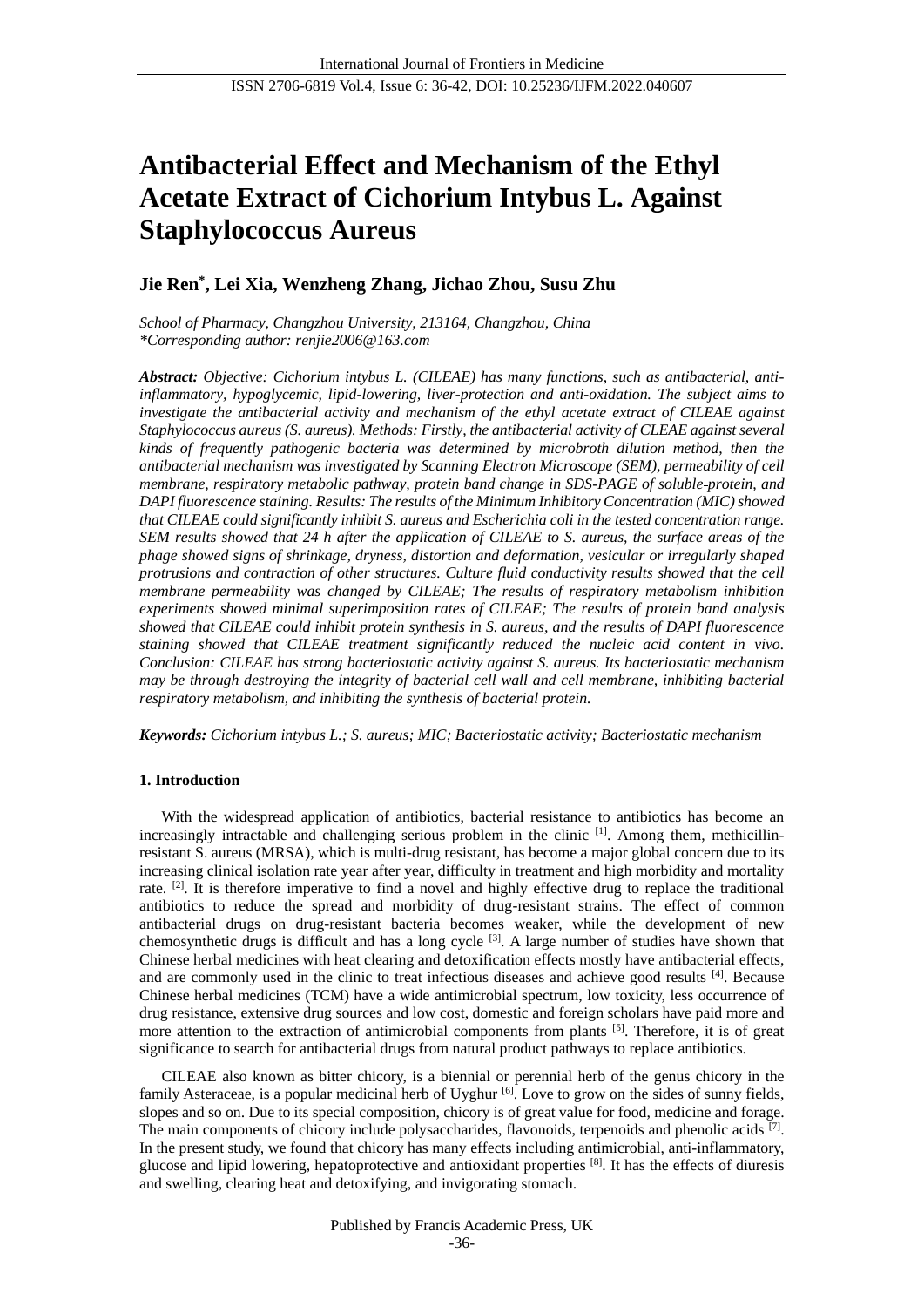# Antibacterial Effect and Mechanism of the Ethyl Acetate Extract of Cichorium Intybus L. Against Staphylococcus Aureus

**Jie Ren*, Lei Xia, Wenzheng Zhang, Jichao Zhou, Susu Zhu**

*School of Pharmacy, Changzhou University, 213164, Changzhou, China*
*\*Corresponding author: renjie2006@163.com*

***Abstract:*** *Objective: Cichorium intybus L. (CILEAE) has many functions, such as antibacterial, anti-inflammatory, hypoglycemic, lipid-lowering, liver-protection and anti-oxidation. The subject aims to investigate the antibacterial activity and mechanism of the ethyl acetate extract of CILEAE against Staphylococcus aureus (S. aureus). Methods: Firstly, the antibacterial activity of CLEAE against several kinds of frequently pathogenic bacteria was determined by microbroth dilution method, then the antibacterial mechanism was investigated by Scanning Electron Microscope (SEM), permeability of cell membrane, respiratory metabolic pathway, protein band change in SDS-PAGE of soluble-protein, and DAPI fluorescence staining. Results: The results of the Minimum Inhibitory Concentration (MIC) showed that CILEAE could significantly inhibit S. aureus and Escherichia coli in the tested concentration range. SEM results showed that 24 h after the application of CILEAE to S. aureus, the surface areas of the phage showed signs of shrinkage, dryness, distortion and deformation, vesicular or irregularly shaped protrusions and contraction of other structures. Culture fluid conductivity results showed that the cell membrane permeability was changed by CILEAE; The results of respiratory metabolism inhibition experiments showed minimal superimposition rates of CILEAE; The results of protein band analysis showed that CILEAE could inhibit protein synthesis in S. aureus, and the results of DAPI fluorescence staining showed that CILEAE treatment significantly reduced the nucleic acid content in vivo. Conclusion: CILEAE has strong bacteriostatic activity against S. aureus. Its bacteriostatic mechanism may be through destroying the integrity of bacterial cell wall and cell membrane, inhibiting bacterial respiratory metabolism, and inhibiting the synthesis of bacterial protein.*

***Keywords:*** *Cichorium intybus L.; S. aureus; MIC; Bacteriostatic activity; Bacteriostatic mechanism*

## 1. Introduction

With the widespread application of antibiotics, bacterial resistance to antibiotics has become an increasingly intractable and challenging serious problem in the clinic [1]. Among them, methicillin-resistant S. aureus (MRSA), which is multi-drug resistant, has become a major global concern due to its increasing clinical isolation rate year after year, difficulty in treatment and high morbidity and mortality rate. [2]. It is therefore imperative to find a novel and highly effective drug to replace the traditional antibiotics to reduce the spread and morbidity of drug-resistant strains. The effect of common antibacterial drugs on drug-resistant bacteria becomes weaker, while the development of new chemosynthetic drugs is difficult and has a long cycle [3]. A large number of studies have shown that Chinese herbal medicines with heat clearing and detoxification effects mostly have antibacterial effects, and are commonly used in the clinic to treat infectious diseases and achieve good results [4]. Because Chinese herbal medicines (TCM) have a wide antimicrobial spectrum, low toxicity, less occurrence of drug resistance, extensive drug sources and low cost, domestic and foreign scholars have paid more and more attention to the extraction of antimicrobial components from plants [5]. Therefore, it is of great significance to search for antibacterial drugs from natural product pathways to replace antibiotics.

CILEAE also known as bitter chicory, is a biennial or perennial herb of the genus chicory in the family Asteraceae, is a popular medicinal herb of Uyghur [6]. Love to grow on the sides of sunny fields, slopes and so on. Due to its special composition, chicory is of great value for food, medicine and forage. The main components of chicory include polysaccharides, flavonoids, terpenoids and phenolic acids [7]. In the present study, we found that chicory has many effects including antimicrobial, anti-inflammatory, glucose and lipid lowering, hepatoprotective and antioxidant properties [8]. It has the effects of diuresis and swelling, clearing heat and detoxifying, and invigorating stomach.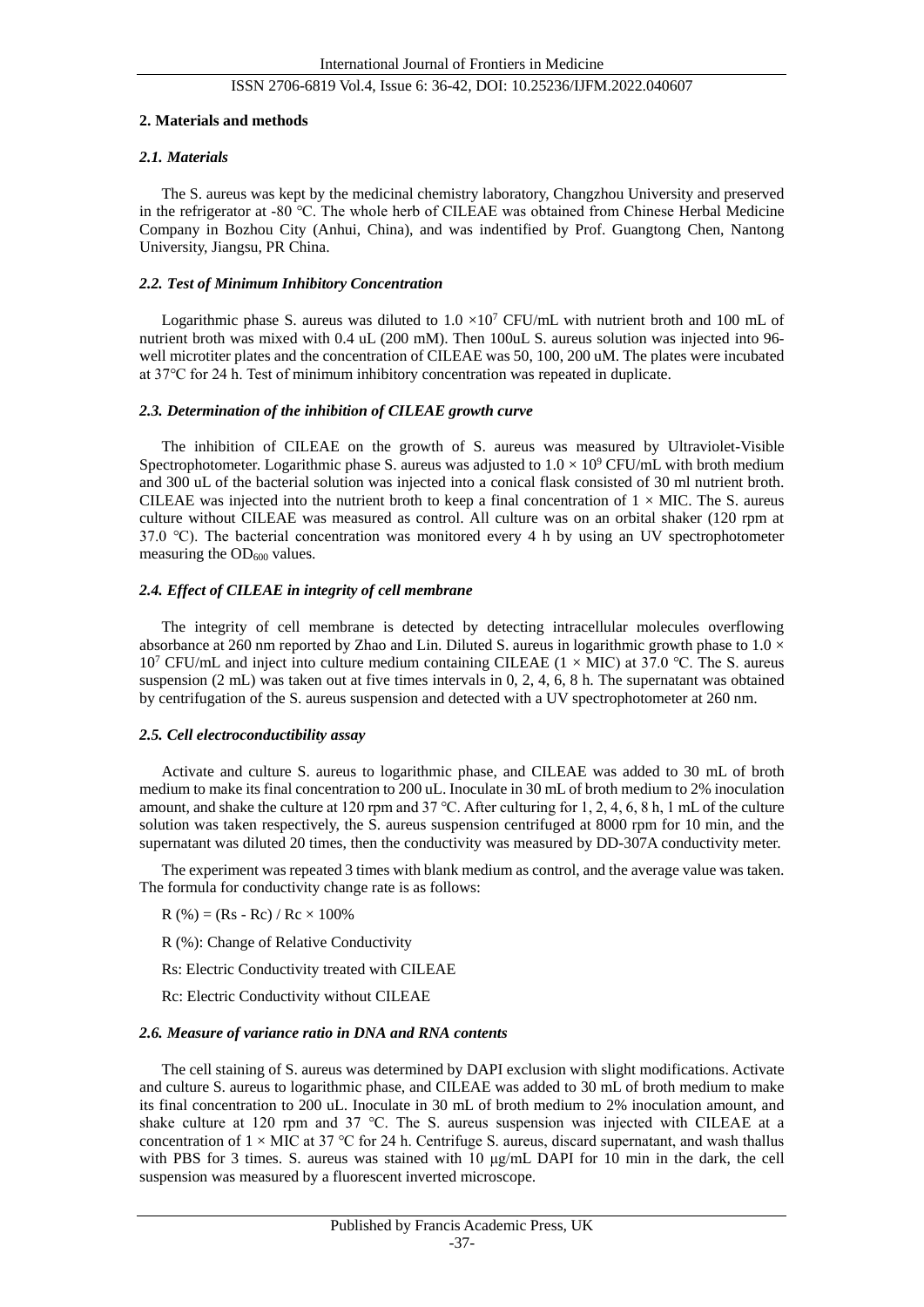## 2. Materials and methods

### *2.1. Materials*

The S. aureus was kept by the medicinal chemistry laboratory, Changzhou University and preserved in the refrigerator at -80 ℃. The whole herb of CILEAE was obtained from Chinese Herbal Medicine Company in Bozhou City (Anhui, China), and was indentified by Prof. Guangtong Chen, Nantong University, Jiangsu, PR China.

### *2.2. Test of Minimum Inhibitory Concentration*

Logarithmic phase S. aureus was diluted to $1.0 \times 10^7$ CFU/mL with nutrient broth and 100 mL of nutrient broth was mixed with 0.4 uL (200 mM). Then 100uL S. aureus solution was injected into 96-well microtiter plates and the concentration of CILEAE was 50, 100, 200 uM. The plates were incubated at 37°C for 24 h. Test of minimum inhibitory concentration was repeated in duplicate.

### *2.3. Determination of the inhibition of CILEAE growth curve*

The inhibition of CILEAE on the growth of S. aureus was measured by Ultraviolet-Visible Spectrophotometer. Logarithmic phase S. aureus was adjusted to $1.0 \times 10^9$ CFU/mL with broth medium and 300 uL of the bacterial solution was injected into a conical flask consisted of 30 ml nutrient broth. CILEAE was injected into the nutrient broth to keep a final concentration of $1 \times$ MIC. The S. aureus culture without CILEAE was measured as control. All culture was on an orbital shaker (120 rpm at 37.0 ℃). The bacterial concentration was monitored every 4 h by using an UV spectrophotometer measuring the $OD_{600}$ values.

### *2.4. Effect of CILEAE in integrity of cell membrane*

The integrity of cell membrane is detected by detecting intracellular molecules overflowing absorbance at 260 nm reported by Zhao and Lin. Diluted S. aureus in logarithmic growth phase to $1.0 \times 10^7$ CFU/mL and inject into culture medium containing CILEAE ($1 \times$ MIC) at 37.0 ℃. The S. aureus suspension (2 mL) was taken out at five times intervals in 0, 2, 4, 6, 8 h. The supernatant was obtained by centrifugation of the S. aureus suspension and detected with a UV spectrophotometer at 260 nm.

### *2.5. Cell electroconductibility assay*

Activate and culture S. aureus to logarithmic phase, and CILEAE was added to 30 mL of broth medium to make its final concentration to 200 uL. Inoculate in 30 mL of broth medium to 2% inoculation amount, and shake the culture at 120 rpm and 37 ℃. After culturing for 1, 2, 4, 6, 8 h, 1 mL of the culture solution was taken respectively, the S. aureus suspension centrifuged at 8000 rpm for 10 min, and the supernatant was diluted 20 times, then the conductivity was measured by DD-307A conductivity meter.

The experiment was repeated 3 times with blank medium as control, and the average value was taken. The formula for conductivity change rate is as follows:

$$R (\%) = (Rs - Rc) / Rc \times 100\%$$

R (%): Change of Relative Conductivity

Rs: Electric Conductivity treated with CILEAE

Rc: Electric Conductivity without CILEAE

### *2.6. Measure of variance ratio in DNA and RNA contents*

The cell staining of S. aureus was determined by DAPI exclusion with slight modifications. Activate and culture S. aureus to logarithmic phase, and CILEAE was added to 30 mL of broth medium to make its final concentration to 200 uL. Inoculate in 30 mL of broth medium to 2% inoculation amount, and shake culture at 120 rpm and 37 ℃. The S. aureus suspension was injected with CILEAE at a concentration of $1 \times$ MIC at 37 ℃ for 24 h. Centrifuge S. aureus, discard supernatant, and wash thallus with PBS for 3 times. S. aureus was stained with 10 μg/mL DAPI for 10 min in the dark, the cell suspension was measured by a fluorescent inverted microscope.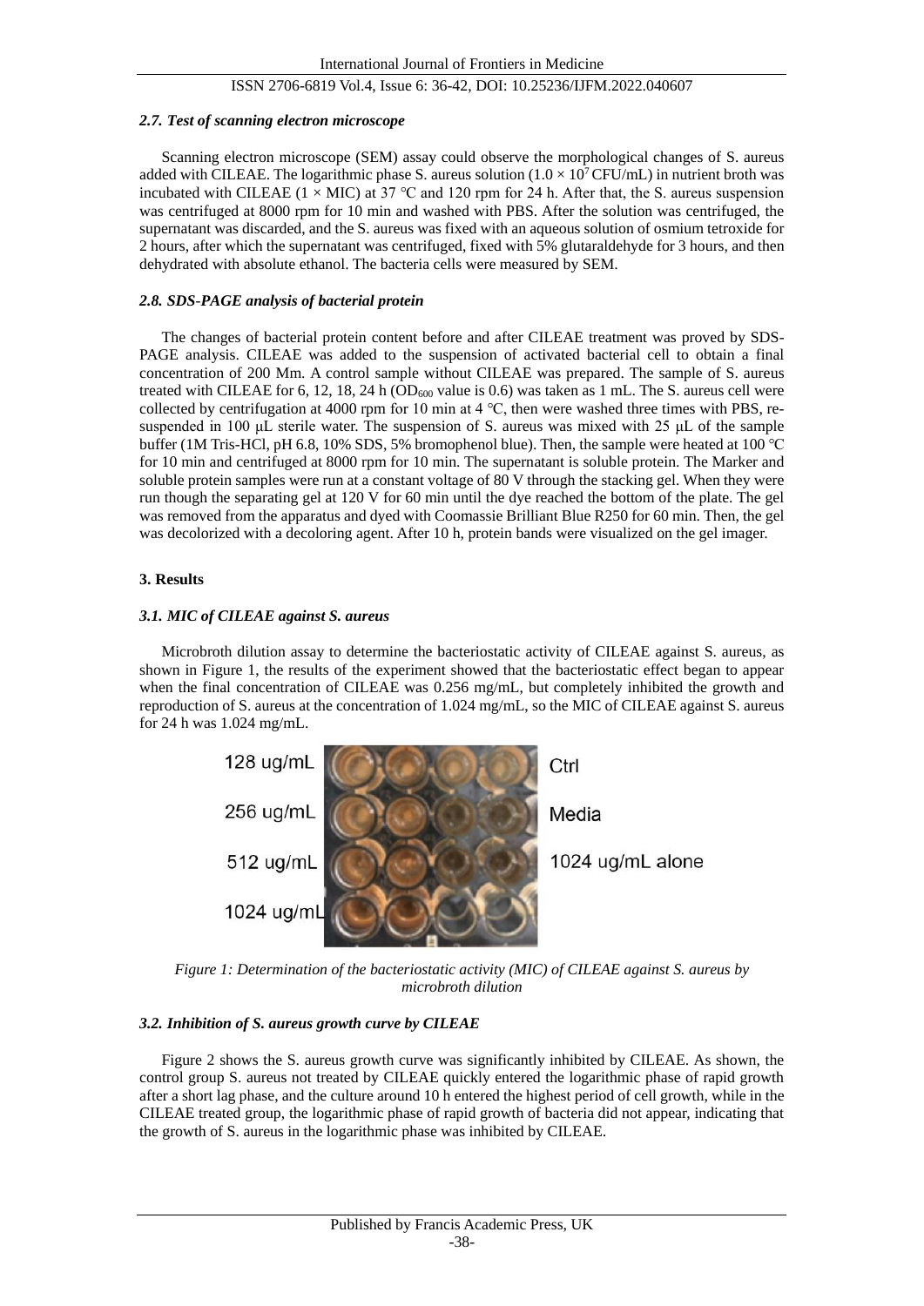### *2.7. Test of scanning electron microscope*

Scanning electron microscope (SEM) assay could observe the morphological changes of S. aureus added with CILEAE. The logarithmic phase S. aureus solution ($1.0 \times 10^7$ CFU/mL) in nutrient broth was incubated with CILEAE (1 × MIC) at 37 ℃ and 120 rpm for 24 h. After that, the S. aureus suspension was centrifuged at 8000 rpm for 10 min and washed with PBS. After the solution was centrifuged, the supernatant was discarded, and the S. aureus was fixed with an aqueous solution of osmium tetroxide for 2 hours, after which the supernatant was centrifuged, fixed with 5% glutaraldehyde for 3 hours, and then dehydrated with absolute ethanol. The bacteria cells were measured by SEM.

### *2.8. SDS-PAGE analysis of bacterial protein*

The changes of bacterial protein content before and after CILEAE treatment was proved by SDS-PAGE analysis. CILEAE was added to the suspension of activated bacterial cell to obtain a final concentration of 200 Mm. A control sample without CILEAE was prepared. The sample of S. aureus treated with CILEAE for 6, 12, 18, 24 h ($OD_{600}$ value is 0.6) was taken as 1 mL. The S. aureus cell were collected by centrifugation at 4000 rpm for 10 min at 4 ℃, then were washed three times with PBS, re-suspended in 100 μL sterile water. The suspension of S. aureus was mixed with 25 μL of the sample buffer (1M Tris-HCl, pH 6.8, 10% SDS, 5% bromophenol blue). Then, the sample were heated at 100 ℃ for 10 min and centrifuged at 8000 rpm for 10 min. The supernatant is soluble protein. The Marker and soluble protein samples were run at a constant voltage of 80 V through the stacking gel. When they were run though the separating gel at 120 V for 60 min until the dye reached the bottom of the plate. The gel was removed from the apparatus and dyed with Coomassie Brilliant Blue R250 for 60 min. Then, the gel was decolorized with a decoloring agent. After 10 h, protein bands were visualized on the gel imager.

## 3. Results

### *3.1. MIC of CILEAE against S. aureus*

Microbroth dilution assay to determine the bacteriostatic activity of CILEAE against S. aureus, as shown in Figure 1, the results of the experiment showed that the bacteriostatic effect began to appear when the final concentration of CILEAE was 0.256 mg/mL, but completely inhibited the growth and reproduction of S. aureus at the concentration of 1.024 mg/mL, so the MIC of CILEAE against S. aureus for 24 h was 1.024 mg/mL.

128 ug/mL Ctrl
256 ug/mL Media
512 ug/mL 1024 ug/mL alone
1024 ug/mL

*Figure 1: Determination of the bacteriostatic activity (MIC) of CILEAE against S. aureus by microbroth dilution*

### *3.2. Inhibition of S. aureus growth curve by CILEAE*

Figure 2 shows the S. aureus growth curve was significantly inhibited by CILEAE. As shown, the control group S. aureus not treated by CILEAE quickly entered the logarithmic phase of rapid growth after a short lag phase, and the culture around 10 h entered the highest period of cell growth, while in the CILEAE treated group, the logarithmic phase of rapid growth of bacteria did not appear, indicating that the growth of S. aureus in the logarithmic phase was inhibited by CILEAE.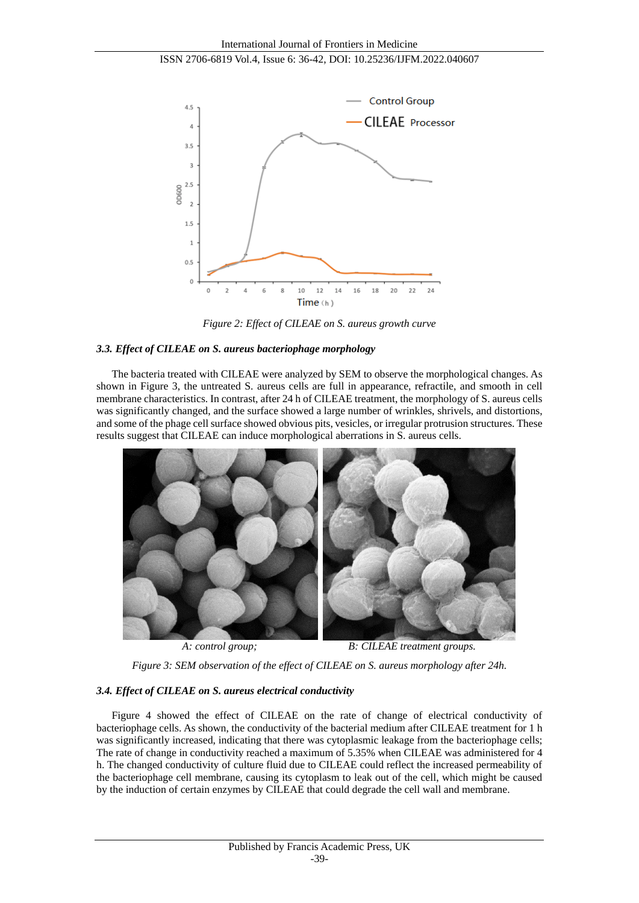Figure 2: Effect of CILEAE on S. aureus growth curve

### 3.3. Effect of CILEAE on S. aureus bacteriophage morphology

The bacteria treated with CILEAE were analyzed by SEM to observe the morphological changes. As shown in Figure 3, the untreated S. aureus cells are full in appearance, refractile, and smooth in cell membrane characteristics. In contrast, after 24 h of CILEAE treatment, the morphology of S. aureus cells was significantly changed, and the surface showed a large number of wrinkles, shrivels, and distortions, and some of the phage cell surface showed obvious pits, vesicles, or irregular protrusion structures. These results suggest that CILEAE can induce morphological aberrations in S. aureus cells.

A: control group; B: CILEAE treatment groups.

Figure 3: SEM observation of the effect of CILEAE on S. aureus morphology after 24h.

### 3.4. Effect of CILEAE on S. aureus electrical conductivity

Figure 4 showed the effect of CILEAE on the rate of change of electrical conductivity of bacteriophage cells. As shown, the conductivity of the bacterial medium after CILEAE treatment for 1 h was significantly increased, indicating that there was cytoplasmic leakage from the bacteriophage cells; The rate of change in conductivity reached a maximum of 5.35% when CILEAE was administered for 4 h. The changed conductivity of culture fluid due to CILEAE could reflect the increased permeability of the bacteriophage cell membrane, causing its cytoplasm to leak out of the cell, which might be caused by the induction of certain enzymes by CILEAE that could degrade the cell wall and membrane.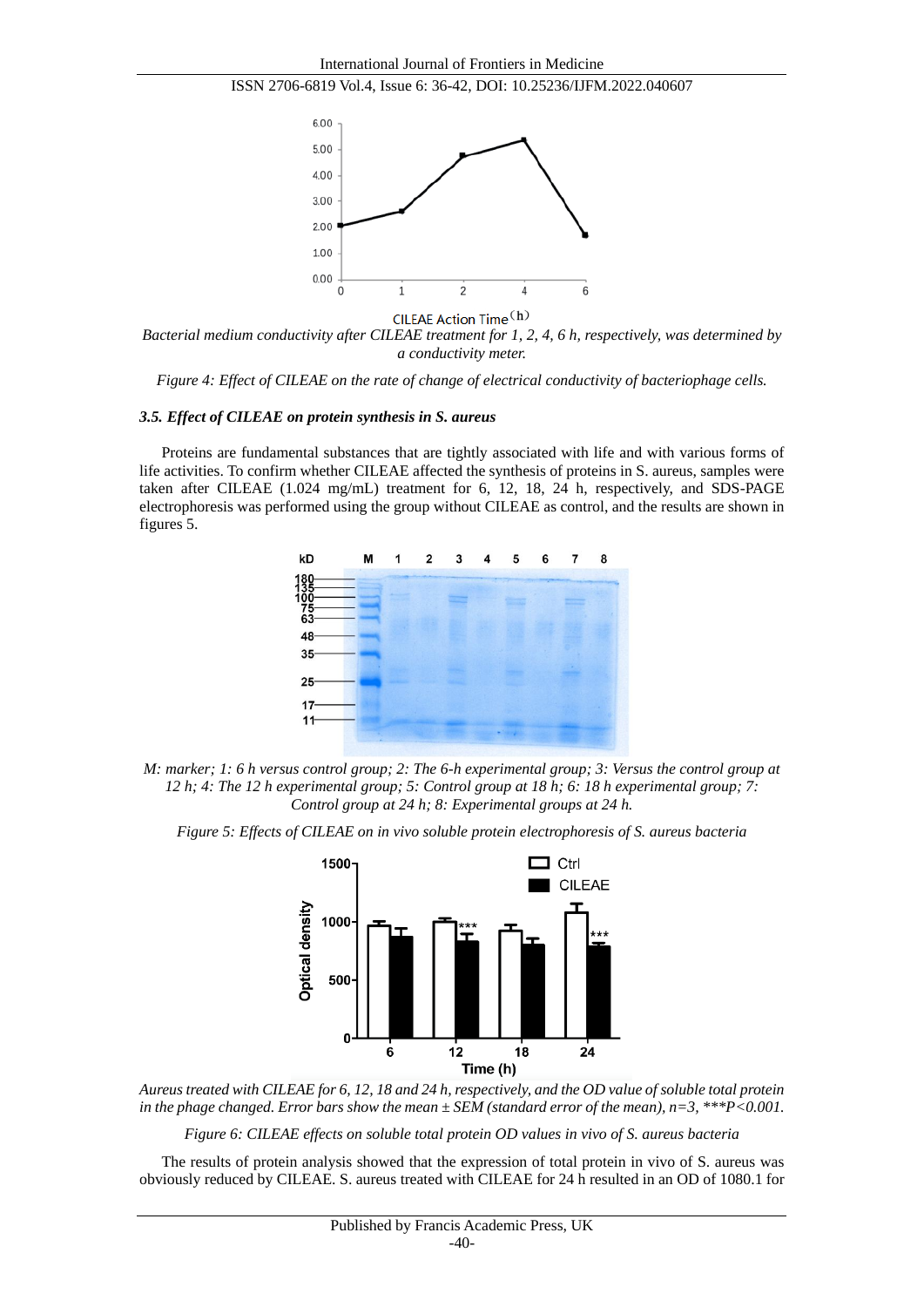CILEAE Action Time（h）

*Bacterial medium conductivity after CILEAE treatment for 1, 2, 4, 6 h, respectively, was determined by a conductivity meter.*

*Figure 4: Effect of CILEAE on the rate of change of electrical conductivity of bacteriophage cells.*

### *3.5. Effect of CILEAE on protein synthesis in S. aureus*

Proteins are fundamental substances that are tightly associated with life and with various forms of life activities. To confirm whether CILEAE affected the synthesis of proteins in S. aureus, samples were taken after CILEAE (1.024 mg/mL) treatment for 6, 12, 18, 24 h, respectively, and SDS-PAGE electrophoresis was performed using the group without CILEAE as control, and the results are shown in figures 5.

*M: marker; 1: 6 h versus control group; 2: The 6-h experimental group; 3: Versus the control group at 12 h; 4: The 12 h experimental group; 5: Control group at 18 h; 6: 18 h experimental group; 7: Control group at 24 h; 8: Experimental groups at 24 h.*

*Figure 5: Effects of CILEAE on in vivo soluble protein electrophoresis of S. aureus bacteria*

*Aureus treated with CILEAE for 6, 12, 18 and 24 h, respectively, and the OD value of soluble total protein in the phage changed. Error bars show the mean ± SEM (standard error of the mean), n=3, \*\*\*P<0.001.*

*Figure 6: CILEAE effects on soluble total protein OD values in vivo of S. aureus bacteria*

The results of protein analysis showed that the expression of total protein in vivo of S. aureus was obviously reduced by CILEAE. S. aureus treated with CILEAE for 24 h resulted in an OD of 1080.1 for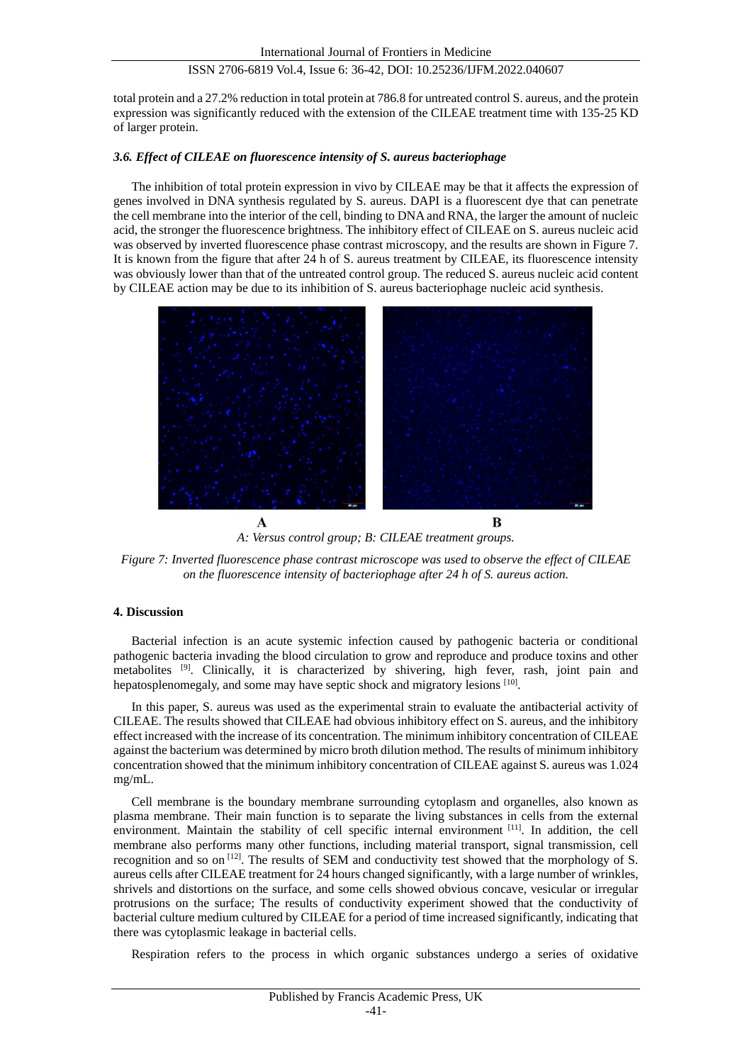total protein and a 27.2% reduction in total protein at 786.8 for untreated control S. aureus, and the protein expression was significantly reduced with the extension of the CILEAE treatment time with 135-25 KD of larger protein.

### *3.6. Effect of CILEAE on fluorescence intensity of S. aureus bacteriophage*

The inhibition of total protein expression in vivo by CILEAE may be that it affects the expression of genes involved in DNA synthesis regulated by S. aureus. DAPI is a fluorescent dye that can penetrate the cell membrane into the interior of the cell, binding to DNA and RNA, the larger the amount of nucleic acid, the stronger the fluorescence brightness. The inhibitory effect of CILEAE on S. aureus nucleic acid was observed by inverted fluorescence phase contrast microscopy, and the results are shown in Figure 7. It is known from the figure that after 24 h of S. aureus treatment by CILEAE, its fluorescence intensity was obviously lower than that of the untreated control group. The reduced S. aureus nucleic acid content by CILEAE action may be due to its inhibition of S. aureus bacteriophage nucleic acid synthesis.

**A** **B**

*A: Versus control group; B: CILEAE treatment groups.*

*Figure 7: Inverted fluorescence phase contrast microscope was used to observe the effect of CILEAE on the fluorescence intensity of bacteriophage after 24 h of S. aureus action.*

## 4. Discussion

Bacterial infection is an acute systemic infection caused by pathogenic bacteria or conditional pathogenic bacteria invading the blood circulation to grow and reproduce and produce toxins and other metabolites [9]. Clinically, it is characterized by shivering, high fever, rash, joint pain and hepatosplenomegaly, and some may have septic shock and migratory lesions [10].

In this paper, S. aureus was used as the experimental strain to evaluate the antibacterial activity of CILEAE. The results showed that CILEAE had obvious inhibitory effect on S. aureus, and the inhibitory effect increased with the increase of its concentration. The minimum inhibitory concentration of CILEAE against the bacterium was determined by micro broth dilution method. The results of minimum inhibitory concentration showed that the minimum inhibitory concentration of CILEAE against S. aureus was 1.024 mg/mL.

Cell membrane is the boundary membrane surrounding cytoplasm and organelles, also known as plasma membrane. Their main function is to separate the living substances in cells from the external environment. Maintain the stability of cell specific internal environment [11]. In addition, the cell membrane also performs many other functions, including material transport, signal transmission, cell recognition and so on [12]. The results of SEM and conductivity test showed that the morphology of S. aureus cells after CILEAE treatment for 24 hours changed significantly, with a large number of wrinkles, shrivels and distortions on the surface, and some cells showed obvious concave, vesicular or irregular protrusions on the surface; The results of conductivity experiment showed that the conductivity of bacterial culture medium cultured by CILEAE for a period of time increased significantly, indicating that there was cytoplasmic leakage in bacterial cells.

Respiration refers to the process in which organic substances undergo a series of oxidative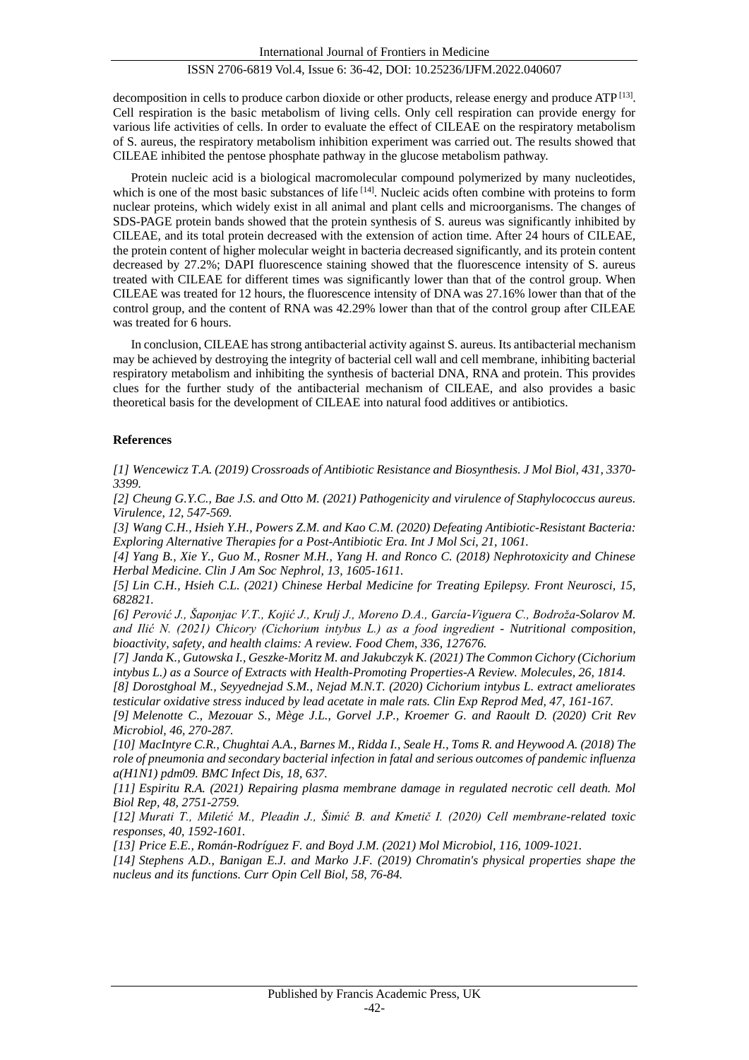decomposition in cells to produce carbon dioxide or other products, release energy and produce ATP [13]. Cell respiration is the basic metabolism of living cells. Only cell respiration can provide energy for various life activities of cells. In order to evaluate the effect of CILEAE on the respiratory metabolism of S. aureus, the respiratory metabolism inhibition experiment was carried out. The results showed that CILEAE inhibited the pentose phosphate pathway in the glucose metabolism pathway.

Protein nucleic acid is a biological macromolecular compound polymerized by many nucleotides, which is one of the most basic substances of life [14]. Nucleic acids often combine with proteins to form nuclear proteins, which widely exist in all animal and plant cells and microorganisms. The changes of SDS-PAGE protein bands showed that the protein synthesis of S. aureus was significantly inhibited by CILEAE, and its total protein decreased with the extension of action time. After 24 hours of CILEAE, the protein content of higher molecular weight in bacteria decreased significantly, and its protein content decreased by 27.2%; DAPI fluorescence staining showed that the fluorescence intensity of S. aureus treated with CILEAE for different times was significantly lower than that of the control group. When CILEAE was treated for 12 hours, the fluorescence intensity of DNA was 27.16% lower than that of the control group, and the content of RNA was 42.29% lower than that of the control group after CILEAE was treated for 6 hours.

In conclusion, CILEAE has strong antibacterial activity against S. aureus. Its antibacterial mechanism may be achieved by destroying the integrity of bacterial cell wall and cell membrane, inhibiting bacterial respiratory metabolism and inhibiting the synthesis of bacterial DNA, RNA and protein. This provides clues for the further study of the antibacterial mechanism of CILEAE, and also provides a basic theoretical basis for the development of CILEAE into natural food additives or antibiotics.

## References

*[1] Wencewicz T.A. (2019) Crossroads of Antibiotic Resistance and Biosynthesis. J Mol Biol, 431, 3370-3399.*

*[2] Cheung G.Y.C., Bae J.S. and Otto M. (2021) Pathogenicity and virulence of Staphylococcus aureus. Virulence, 12, 547-569.*

*[3] Wang C.H., Hsieh Y.H., Powers Z.M. and Kao C.M. (2020) Defeating Antibiotic-Resistant Bacteria: Exploring Alternative Therapies for a Post-Antibiotic Era. Int J Mol Sci, 21, 1061.*

*[4] Yang B., Xie Y., Guo M., Rosner M.H., Yang H. and Ronco C. (2018) Nephrotoxicity and Chinese Herbal Medicine. Clin J Am Soc Nephrol, 13, 1605-1611.*

*[5] Lin C.H., Hsieh C.L. (2021) Chinese Herbal Medicine for Treating Epilepsy. Front Neurosci, 15, 682821.*

*[6] Perović J., Šaponjac V.T., Kojić J., Krulj J., Moreno D.A., García-Viguera C., Bodroža-Solarov M. and Ilić N. (2021) Chicory (Cichorium intybus L.) as a food ingredient - Nutritional composition, bioactivity, safety, and health claims: A review. Food Chem, 336, 127676.*

*[7] Janda K., Gutowska I., Geszke-Moritz M. and Jakubczyk K. (2021) The Common Cichory (Cichorium intybus L.) as a Source of Extracts with Health-Promoting Properties-A Review. Molecules, 26, 1814.*

*[8] Dorostghoal M., Seyyednejad S.M., Nejad M.N.T. (2020) Cichorium intybus L. extract ameliorates testicular oxidative stress induced by lead acetate in male rats. Clin Exp Reprod Med, 47, 161-167.*

*[9] Melenotte C., Mezouar S., Mège J.L., Gorvel J.P., Kroemer G. and Raoult D. (2020) Crit Rev Microbiol, 46, 270-287.*

*[10] MacIntyre C.R., Chughtai A.A., Barnes M., Ridda I., Seale H., Toms R. and Heywood A. (2018) The role of pneumonia and secondary bacterial infection in fatal and serious outcomes of pandemic influenza a(H1N1) pdm09. BMC Infect Dis, 18, 637.*

*[11] Espiritu R.A. (2021) Repairing plasma membrane damage in regulated necrotic cell death. Mol Biol Rep, 48, 2751-2759.*

*[12] Murati T., Miletić M., Pleadin J., Šimić B. and Kmetič I. (2020) Cell membrane-related toxic responses, 40, 1592-1601.*

*[13] Price E.E., Román-Rodríguez F. and Boyd J.M. (2021) Mol Microbiol, 116, 1009-1021.*

*[14] Stephens A.D., Banigan E.J. and Marko J.F. (2019) Chromatin's physical properties shape the nucleus and its functions. Curr Opin Cell Biol, 58, 76-84.*